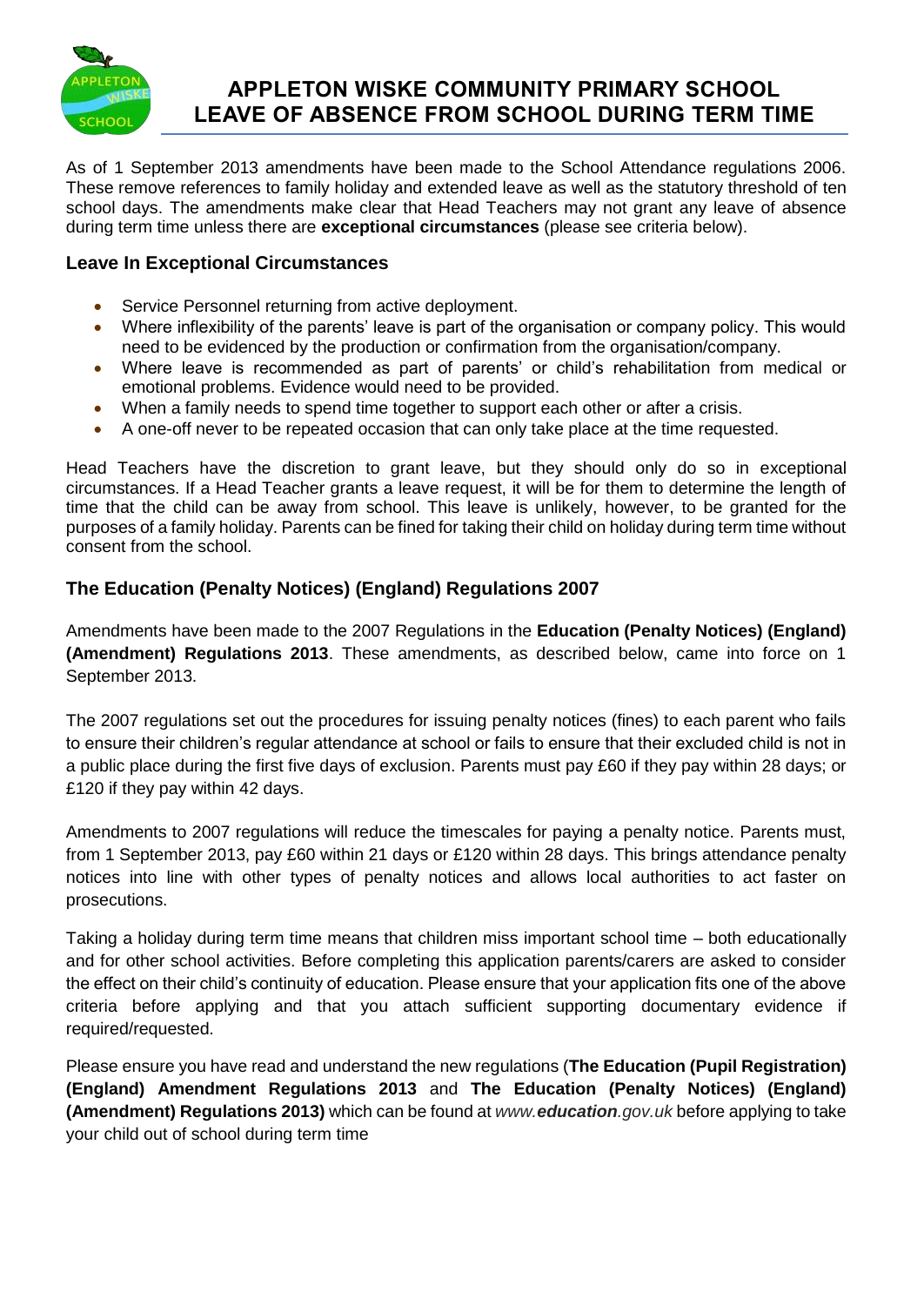# APPLETON WISKE COMMUNITY PRIMARY SCHOOL
# LEAVE OF ABSENCE FROM SCHOOL DURING TERM TIME

As of 1 September 2013 amendments have been made to the School Attendance regulations 2006. These remove references to family holiday and extended leave as well as the statutory threshold of ten school days. The amendments make clear that Head Teachers may not grant any leave of absence during term time unless there are **exceptional circumstances** (please see criteria below).

## Leave In Exceptional Circumstances

- Service Personnel returning from active deployment.
- Where inflexibility of the parents' leave is part of the organisation or company policy. This would need to be evidenced by the production or confirmation from the organisation/company.
- Where leave is recommended as part of parents' or child's rehabilitation from medical or emotional problems. Evidence would need to be provided.
- When a family needs to spend time together to support each other or after a crisis.
- A one-off never to be repeated occasion that can only take place at the time requested.

Head Teachers have the discretion to grant leave, but they should only do so in exceptional circumstances. If a Head Teacher grants a leave request, it will be for them to determine the length of time that the child can be away from school. This leave is unlikely, however, to be granted for the purposes of a family holiday. Parents can be fined for taking their child on holiday during term time without consent from the school.

## The Education (Penalty Notices) (England) Regulations 2007

Amendments have been made to the 2007 Regulations in the **Education (Penalty Notices) (England) (Amendment) Regulations 2013**. These amendments, as described below, came into force on 1 September 2013.

The 2007 regulations set out the procedures for issuing penalty notices (fines) to each parent who fails to ensure their children's regular attendance at school or fails to ensure that their excluded child is not in a public place during the first five days of exclusion. Parents must pay £60 if they pay within 28 days; or £120 if they pay within 42 days.

Amendments to 2007 regulations will reduce the timescales for paying a penalty notice. Parents must, from 1 September 2013, pay £60 within 21 days or £120 within 28 days. This brings attendance penalty notices into line with other types of penalty notices and allows local authorities to act faster on prosecutions.

Taking a holiday during term time means that children miss important school time – both educationally and for other school activities. Before completing this application parents/carers are asked to consider the effect on their child's continuity of education. Please ensure that your application fits one of the above criteria before applying and that you attach sufficient supporting documentary evidence if required/requested.

Please ensure you have read and understand the new regulations (**The Education (Pupil Registration) (England) Amendment Regulations 2013** and **The Education (Penalty Notices) (England) (Amendment) Regulations 2013)** which can be found at *www.**education**.gov.uk* before applying to take your child out of school during term time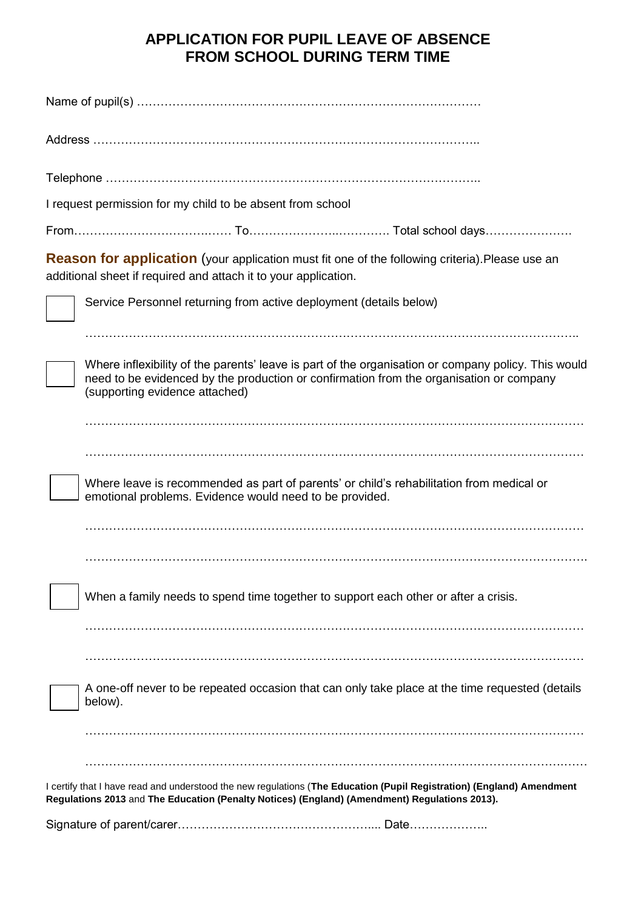# APPLICATION FOR PUPIL LEAVE OF ABSENCE FROM SCHOOL DURING TERM TIME

Name of pupil(s) …………………………………………………………………………

Address ……………………………………………………………………………………..

Telephone ………………………………………………………………………………..

I request permission for my child to be absent from school

From………………………………… To……………………………. Total school days…………………

**Reason for application** (your application must fit one of the following criteria).Please use an additional sheet if required and attach it to your application.

☐ Service Personnel returning from active deployment (details below)

……………………………………………………………………………………………………..

☐ Where inflexibility of the parents' leave is part of the organisation or company policy. This would need to be evidenced by the production or confirmation from the organisation or company (supporting evidence attached)

…………………………………………………………………………………………………………

…………………………………………………………………………………………………………

☐ Where leave is recommended as part of parents' or child's rehabilitation from medical or emotional problems. Evidence would need to be provided.

…………………………………………………………………………………………………………

…………………………………………………………………………………………………………

☐ When a family needs to spend time together to support each other or after a crisis.

…………………………………………………………………………………………………………

…………………………………………………………………………………………………………

☐ A one-off never to be repeated occasion that can only take place at the time requested (details below).

…………………………………………………………………………………………………………

…………………………………………………………………………………………………………

I certify that I have read and understood the new regulations (**The Education (Pupil Registration) (England) Amendment Regulations 2013** and **The Education (Penalty Notices) (England) (Amendment) Regulations 2013).**

Signature of parent/carer…………………………………………... Date………………..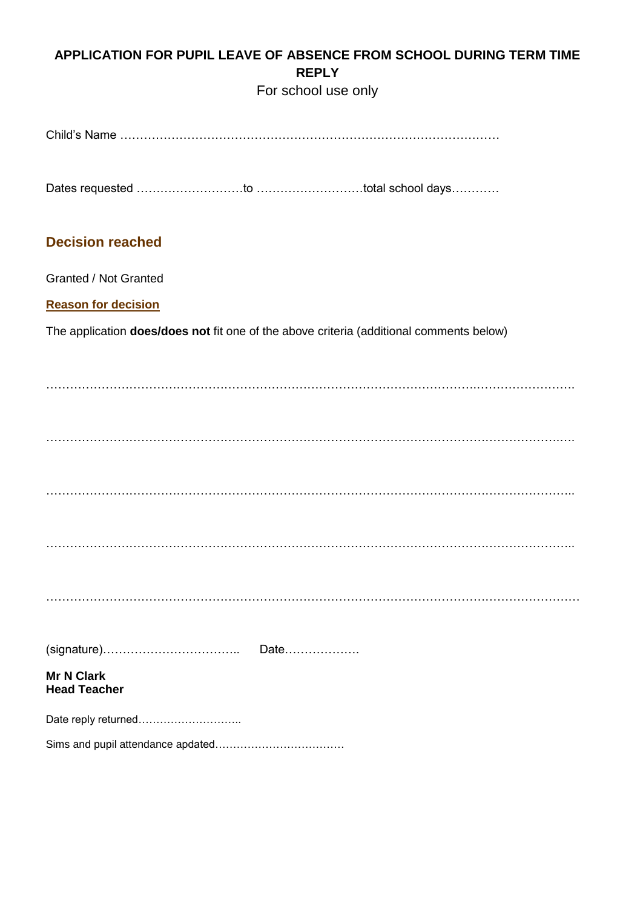**APPLICATION FOR PUPIL LEAVE OF ABSENCE FROM SCHOOL DURING TERM TIME REPLY**

For school use only

Child's Name ……………………………………………………………………………………

Dates requested ………………………to ………………………total school days…………

## Decision reached

Granted / Not Granted

**Reason for decision**

The application **does/does not** fit one of the above criteria (additional comments below)

………………………………………………………………………………………………………………

………………………………………………………………………………………………………………

………………………………………………………………………………………………………………

………………………………………………………………………………………………………………

………………………………………………………………………………………………………………

(signature)…………………………….. Date……………….

**Mr N Clark**
**Head Teacher**

Date reply returned………………………..

Sims and pupil attendance apdated………………………………